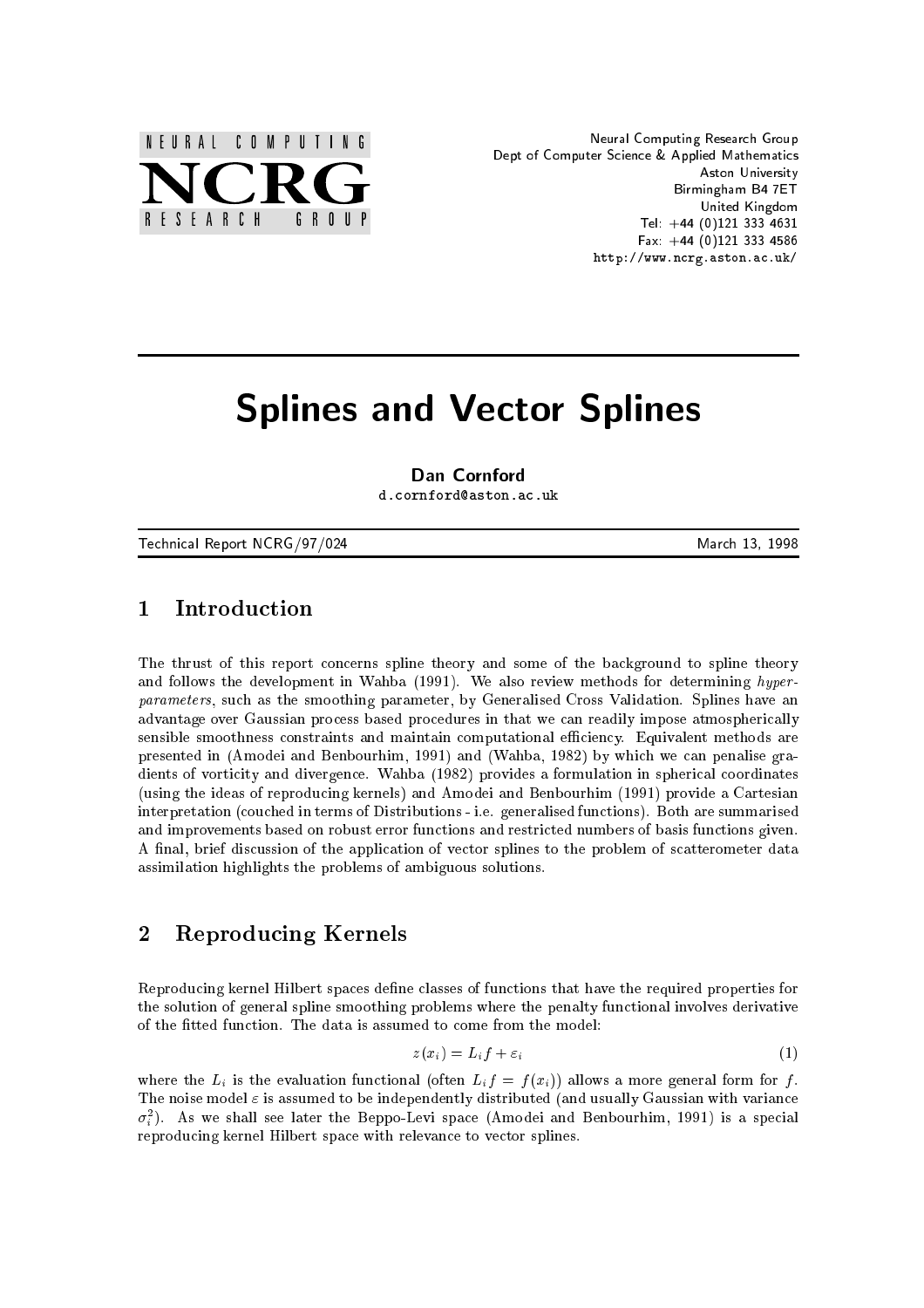NEURAL COMPUTING

NCRG

RESEARCH GROUP

Neural Computing Research Group
Dept of Computer Science & Applied Mathematics
Aston University
Birmingham B4 7ET
United Kingdom
Tel: +44 (0)121 333 4631
Fax: +44 (0)121 333 4586
http://www.ncrg.aston.ac.uk/

# Splines and Vector Splines

**Dan Cornford**
d.cornford@aston.ac.uk

Technical Report NCRG/97/024 March 13, 1998

## 1 Introduction

The thrust of this report concerns spline theory and some of the background to spline theory and follows the development in Wahba (1991). We also review methods for determining *hyper-parameters*, such as the smoothing parameter, by Generalised Cross Validation. Splines have an advantage over Gaussian process based procedures in that we can readily impose atmospherically sensible smoothness constraints and maintain computational efficiency. Equivalent methods are presented in (Amodei and Benbourhim, 1991) and (Wahba, 1982) by which we can penalise gradients of vorticity and divergence. Wahba (1982) provides a formulation in spherical coordinates (using the ideas of reproducing kernels) and Amodei and Benbourhim (1991) provide a Cartesian interpretation (couched in terms of Distributions - i.e. generalised functions). Both are summarised and improvements based on robust error functions and restricted numbers of basis functions given. A final, brief discussion of the application of vector splines to the problem of scatterometer data assimilation highlights the problems of ambiguous solutions.

## 2 Reproducing Kernels

Reproducing kernel Hilbert spaces define classes of functions that have the required properties for the solution of general spline smoothing problems where the penalty functional involves derivative of the fitted function. The data is assumed to come from the model:

$$z(x_i) = L_i f + \varepsilon_i \tag{1}$$

where the $L_i$ is the evaluation functional (often $L_i f = f(x_i)$) allows a more general form for $f$. The noise model $\varepsilon$ is assumed to be independently distributed (and usually Gaussian with variance $\sigma_i^2$). As we shall see later the Beppo-Levi space (Amodei and Benbourhim, 1991) is a special reproducing kernel Hilbert space with relevance to vector splines.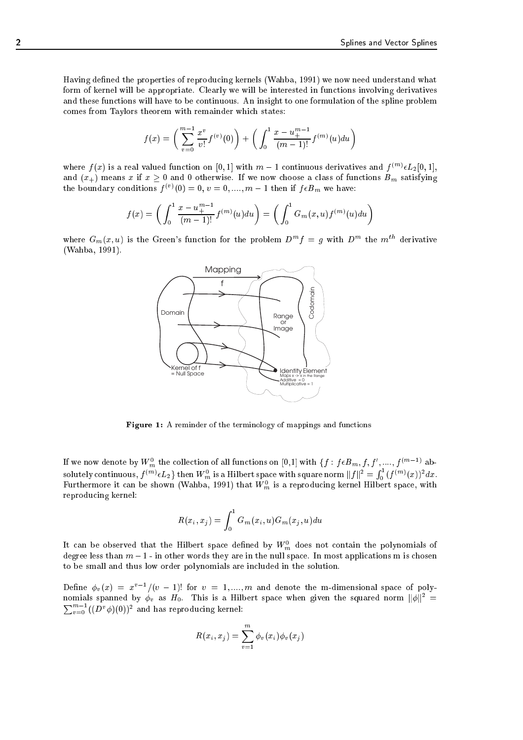Having defined the properties of reproducing kernels (Wahba, 1991) we now need understand what form of kernel will be appropriate. Clearly we will be interested in functions involving derivatives and these functions will have to be continuous. An insight to one formulation of the spline problem comes from Taylors theorem with remainder which states:

$$f(x) = \left( \sum_{v=0}^{m-1} \frac{x^v}{v!} f^{(v)}(0) \right) + \left( \int_0^1 \frac{x-u_+^{m-1}}{(m-1)!} f^{(m)}(u) du \right)$$

where $f(x)$ is a real valued function on $[0,1]$ with $m-1$ continuous derivatives and $f^{(m)} \epsilon L_2[0,1]$, and $(x_+)$ means $x$ if $x \geq 0$ and 0 otherwise. If we now choose a class of functions $B_m$ satisfying the boundary conditions $f^{(v)}(0) = 0$, $v = 0, ...., m-1$ then if $f \epsilon B_m$ we have:

$$f(x) = \left( \int_0^1 \frac{x-u_+^{m-1}}{(m-1)!} f^{(m)}(u) du \right) = \left( \int_0^1 G_m(x,u) f^{(m)}(u) du \right)$$

where $G_m(x,u)$ is the Green's function for the problem $D^m f = g$ with $D^m$ the $m^{th}$ derivative (Wahba, 1991).

**Figure 1:** A reminder of the terminology of mappings and functions

If we now denote by $W_m^0$ the collection of all functions on [0,1] with $\{f : f \epsilon B_m, f, f', ...., f^{(m-1)}$ absolutely continuous, $f^{(m)} \epsilon L_2\}$ then $W_m^0$ is a Hilbert space with square norm $||f||^2 = \int_0^1 (f^{(m)}(x))^2 dx$. Furthermore it can be shown (Wahba, 1991) that $W_m^0$ is a reproducing kernel Hilbert space, with reproducing kernel:

$$R(x_i, x_j) = \int_0^1 G_m(x_i, u) G_m(x_j, u) du$$

It can be observed that the Hilbert space defined by $W_m^0$ does not contain the polynomials of degree less than $m-1$ - in other words they are in the null space. In most applications m is chosen to be small and thus low order polynomials are included in the solution.

Define $\phi_v(x) = x^{v-1}/(v-1)!$ for $v = 1, ...., m$ and denote the m-dimensional space of polynomials spanned by $\phi_v$ as $H_0$. This is a Hilbert space when given the squared norm $||\phi||^2 = \sum_{v=0}^{m-1} ((D^v \phi)(0))^2$ and has reproducing kernel:

$$R(x_i, x_j) = \sum_{v=1}^{m} \phi_v(x_i) \phi_v(x_j)$$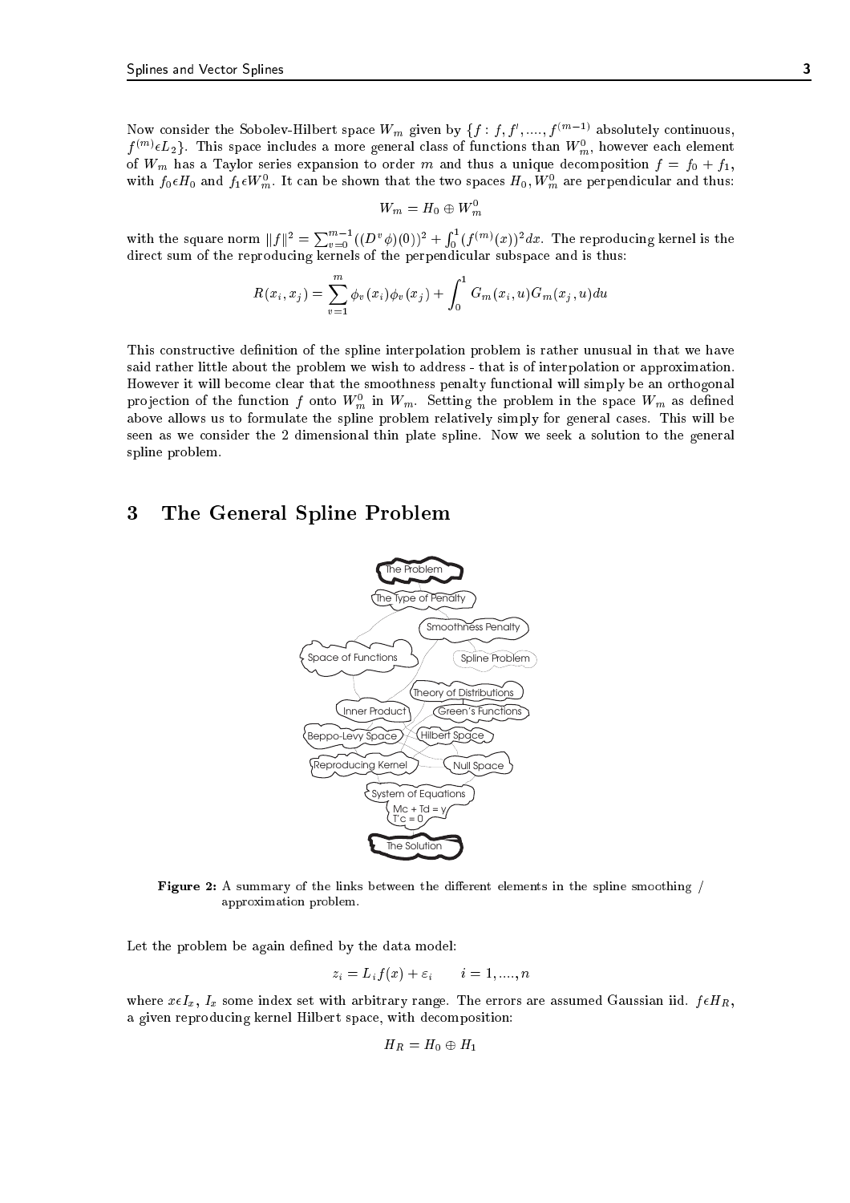Now consider the Sobolev-Hilbert space $W_m$ given by $\{f : f, f', ...., f^{(m-1)}$ absolutely continuous, $f^{(m)} \epsilon L_2\}$. This space includes a more general class of functions than $W_m^0$, however each element of $W_m$ has a Taylor series expansion to order $m$ and thus a unique decomposition $f = f_0 + f_1$, with $f_0 \epsilon H_0$ and $f_1 \epsilon W_m^0$. It can be shown that the two spaces $H_0, W_m^0$ are perpendicular and thus:

$$W_m = H_0 \oplus W_m^0$$

with the square norm $\|f\|^2 = \sum_{v=0}^{m-1}((D^v\phi)(0))^2 + \int_0^1 (f^{(m)}(x))^2 dx$. The reproducing kernel is the direct sum of the reproducing kernels of the perpendicular subspace and is thus:

$$R(x_i, x_j) = \sum_{v=1}^{m} \phi_v(x_i)\phi_v(x_j) + \int_0^1 G_m(x_i, u)G_m(x_j, u)du$$

This constructive definition of the spline interpolation problem is rather unusual in that we have said rather little about the problem we wish to address - that is of interpolation or approximation. However it will become clear that the smoothness penalty functional will simply be an orthogonal projection of the function $f$ onto $W_m^0$ in $W_m$. Setting the problem in the space $W_m$ as defined above allows us to formulate the spline problem relatively simply for general cases. This will be seen as we consider the 2 dimensional thin plate spline. Now we seek a solution to the general spline problem.

# 3 The General Spline Problem

**Figure 2:** A summary of the links between the different elements in the spline smoothing / approximation problem.

Let the problem be again defined by the data model:

$$z_i = L_i f(x) + \varepsilon_i \qquad i = 1, ...., n$$

where $x \epsilon I_x$, $I_x$ some index set with arbitrary range. The errors are assumed Gaussian iid. $f \epsilon H_R$, a given reproducing kernel Hilbert space, with decomposition:

$$H_R = H_0 \oplus H_1$$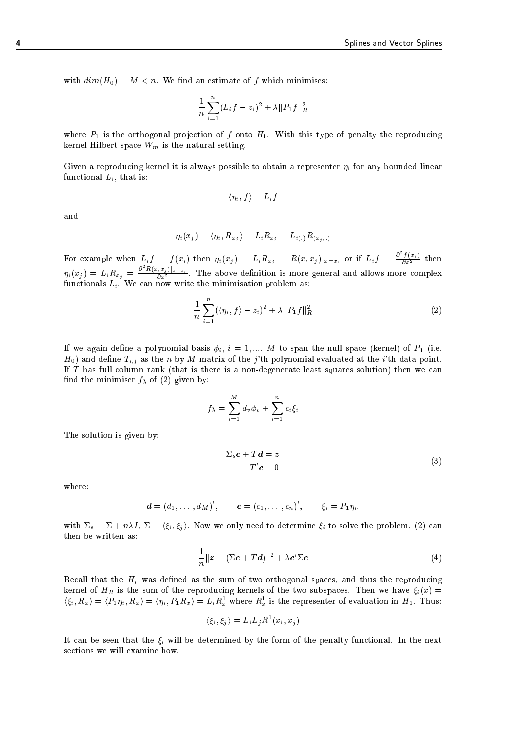with $dim(H_0) = M < n$. We find an estimate of $f$ which minimises:

$$\frac{1}{n}\sum_{i=1}^{n}(L_i f - z_i)^2 + \lambda ||P_1 f||_R^2$$

where $P_1$ is the orthogonal projection of $f$ onto $H_1$. With this type of penalty the reproducing kernel Hilbert space $W_m$ is the natural setting.

Given a reproducing kernel it is always possible to obtain a representer $\eta_i$ for any bounded linear functional $L_i$, that is:

$$\langle \eta_i, f \rangle = L_i f$$

and

$$\eta_i(x_j) = \langle \eta_i, R_{x_j} \rangle = L_i R_{x_j} = L_{i(.)} R_{(x_j,.)}$$

For example when $L_i f = f(x_i)$ then $\eta_i(x_j) = L_i R_{x_j} = R(x, x_j)|_{x=x_i}$ or if $L_i f = \frac{\partial^2 f(x_i)}{\partial x^2}$ then $\eta_i(x_j) = L_i R_{x_j} = \frac{\partial^2 R(x,x_j)|_{x=x_i}}{\partial x^2}$. The above definition is more general and allows more complex functionals $L_i$. We can now write the minimisation problem as:

$$\frac{1}{n}\sum_{i=1}^{n}(\langle \eta_i, f \rangle - z_i)^2 + \lambda ||P_1 f||_R^2 \tag{2}$$

If we again define a polynomial basis $\phi_i$, $i = 1, ...., M$ to span the null space (kernel) of $P_1$ (i.e. $H_0$) and define $T_{i,j}$ as the $n$ by $M$ matrix of the $j$'th polynomial evaluated at the $i$'th data point. If $T$ has full column rank (that is there is a non-degenerate least squares solution) then we can find the minimiser $f_\lambda$ of (2) given by:

$$f_\lambda = \sum_{i=1}^{M} d_v \phi_v + \sum_{i=1}^{n} c_i \xi_i$$

The solution is given by:

$$\begin{aligned} \Sigma_s \boldsymbol{c} + T\boldsymbol{d} &= \boldsymbol{z} \\ T'\boldsymbol{c} &= 0 \end{aligned} \tag{3}$$

where:

$$\boldsymbol{d} = (d_1, \dots, d_M)', \qquad \boldsymbol{c} = (c_1, \dots, c_n)', \qquad \xi_i = P_1 \eta_i.$$

with $\Sigma_s = \Sigma + n\lambda I$, $\Sigma = \langle \xi_i, \xi_j \rangle$. Now we only need to determine $\xi_i$ to solve the problem. (2) can then be written as:

$$\frac{1}{n}||\boldsymbol{z} - (\Sigma \boldsymbol{c} + T\boldsymbol{d})||^2 + \lambda \boldsymbol{c}'\Sigma \boldsymbol{c} \tag{4}$$

Recall that the $H_r$ was defined as the sum of two orthogonal spaces, and thus the reproducing kernel of $H_R$ is the sum of the reproducing kernels of the two subspaces. Then we have $\xi_i(x) = \langle \xi_i, R_x \rangle = \langle P_1 \eta_i, R_x \rangle = \langle \eta_i, P_1 R_x \rangle = L_i R_x^1$ where $R_x^1$ is the representer of evaluation in $H_1$. Thus:

$$\langle \xi_i, \xi_j \rangle = L_i L_j R^1(x_i, x_j)$$

It can be seen that the $\xi_i$ will be determined by the form of the penalty functional. In the next sections we will examine how.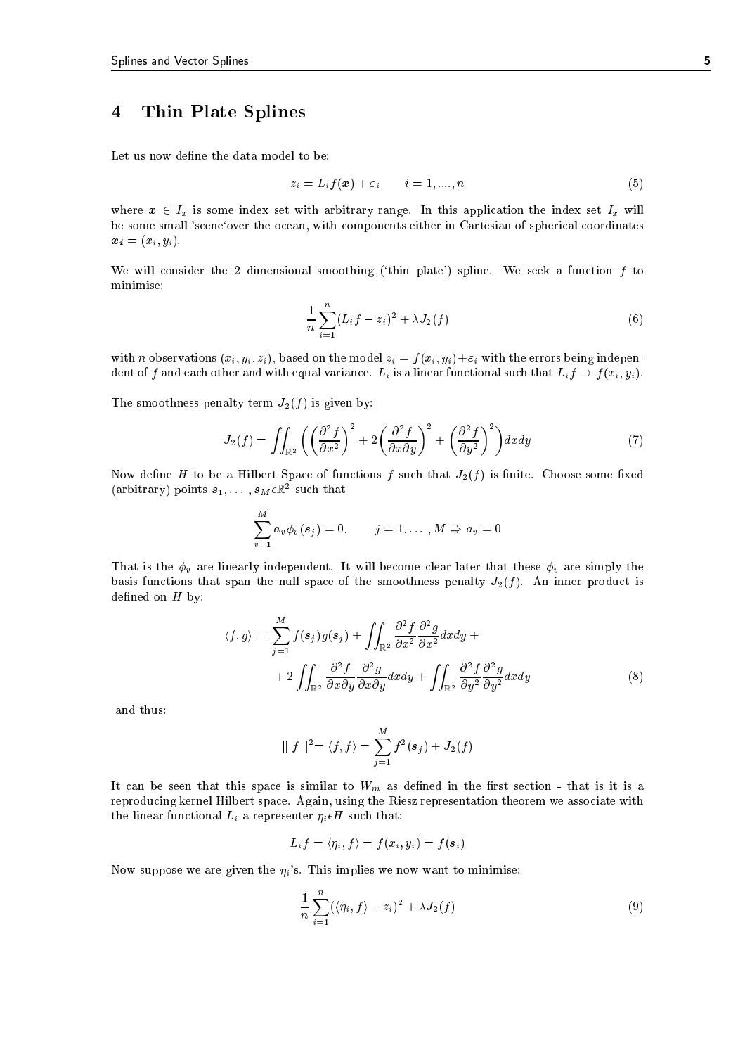## 4 Thin Plate Splines

Let us now define the data model to be:

$$z_i = L_i f(\boldsymbol{x}) + \varepsilon_i \qquad i = 1, ...., n \tag{5}$$

where $\boldsymbol{x} \in I_x$ is some index set with arbitrary range. In this application the index set $I_x$ will be some small 'scene'over the ocean, with components either in Cartesian of spherical coordinates $\boldsymbol{x_i} = (x_i, y_i)$.

We will consider the 2 dimensional smoothing ('thin plate') spline. We seek a function $f$ to minimise:

$$\frac{1}{n}\sum_{i=1}^{n}(L_i f - z_i)^2 + \lambda J_2(f) \tag{6}$$

with $n$ observations $(x_i, y_i, z_i)$, based on the model $z_i = f(x_i, y_i) + \varepsilon_i$ with the errors being independent of $f$ and each other and with equal variance. $L_i$ is a linear functional such that $L_i f \to f(x_i, y_i)$.

The smoothness penalty term $J_2(f)$ is given by:

$$J_2(f) = \iint_{\mathbb{R}^2} \left( \left(\frac{\partial^2 f}{\partial x^2}\right)^2 + 2\left(\frac{\partial^2 f}{\partial x \partial y}\right)^2 + \left(\frac{\partial^2 f}{\partial y^2}\right)^2 \right) dx dy \tag{7}$$

Now define $H$ to be a Hilbert Space of functions $f$ such that $J_2(f)$ is finite. Choose some fixed (arbitrary) points $\boldsymbol{s}_1, \dots, \boldsymbol{s}_M \epsilon \mathbb{R}^2$ such that

$$\sum_{v=1}^{M} a_v \phi_v(\boldsymbol{s}_j) = 0, \qquad j = 1, \dots, M \Rightarrow a_v = 0$$

That is the $\phi_v$ are linearly independent. It will become clear later that these $\phi_v$ are simply the basis functions that span the null space of the smoothness penalty $J_2(f)$. An inner product is defined on $H$ by:

$$\begin{aligned}\langle f, g\rangle = & \sum_{j=1}^{M} f(\boldsymbol{s}_j) g(\boldsymbol{s}_j) + \iint_{\mathbb{R}^2} \frac{\partial^2 f}{\partial x^2}\frac{\partial^2 g}{\partial x^2} dx dy + \\ & + 2\iint_{\mathbb{R}^2} \frac{\partial^2 f}{\partial x \partial y}\frac{\partial^2 g}{\partial x \partial y} dx dy + \iint_{\mathbb{R}^2} \frac{\partial^2 f}{\partial y^2}\frac{\partial^2 g}{\partial y^2} dx dy \end{aligned} \tag{8}$$

and thus:

$$\| f \|^2 = \langle f, f\rangle = \sum_{j=1}^{M} f^2(\boldsymbol{s}_j) + J_2(f)$$

It can be seen that this space is similar to $W_m$ as defined in the first section - that is it is a reproducing kernel Hilbert space. Again, using the Riesz representation theorem we associate with the linear functional $L_i$ a representer $\eta_i \epsilon H$ such that:

$$L_i f = \langle \eta_i, f\rangle = f(x_i, y_i) = f(\boldsymbol{s}_i)$$

Now suppose we are given the $\eta_i$'s. This implies we now want to minimise:

$$\frac{1}{n}\sum_{i=1}^{n}(\langle \eta_i, f\rangle - z_i)^2 + \lambda J_2(f) \tag{9}$$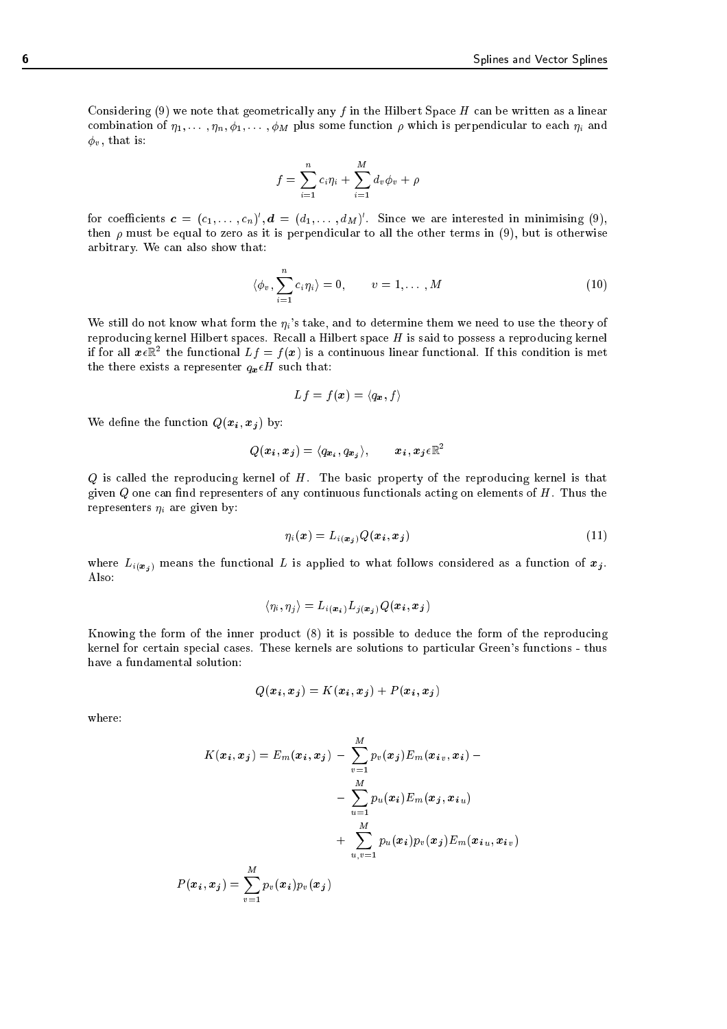Considering (9) we note that geometrically any $f$ in the Hilbert Space $H$ can be written as a linear combination of $\eta_1, \ldots, \eta_n, \phi_1, \ldots, \phi_M$ plus some function $\rho$ which is perpendicular to each $\eta_i$ and $\phi_v$, that is:

$$f = \sum_{i=1}^{n} c_i \eta_i + \sum_{i=1}^{M} d_v \phi_v + \rho$$

for coefficients $\boldsymbol{c} = (c_1, \ldots, c_n)', \boldsymbol{d} = (d_1, \ldots, d_M)'$. Since we are interested in minimising (9), then $\rho$ must be equal to zero as it is perpendicular to all the other terms in (9), but is otherwise arbitrary. We can also show that:

$$\langle \phi_v, \sum_{i=1}^{n} c_i \eta_i \rangle = 0, \qquad v = 1, \ldots, M \tag{10}$$

We still do not know what form the $\eta_i$'s take, and to determine them we need to use the theory of reproducing kernel Hilbert spaces. Recall a Hilbert space $H$ is said to possess a reproducing kernel if for all $\boldsymbol{x} \epsilon \mathbb{R}^2$ the functional $Lf = f(\boldsymbol{x})$ is a continuous linear functional. If this condition is met the there exists a representer $q_{\boldsymbol{x}} \epsilon H$ such that:

$$Lf = f(\boldsymbol{x}) = \langle q_{\boldsymbol{x}}, f \rangle$$

We define the function $Q(\boldsymbol{x_i}, \boldsymbol{x_j})$ by:

$$Q(\boldsymbol{x_i}, \boldsymbol{x_j}) = \langle q_{\boldsymbol{x_i}}, q_{\boldsymbol{x_j}} \rangle, \qquad \boldsymbol{x_i}, \boldsymbol{x_j} \epsilon \mathbb{R}^2$$

$Q$ is called the reproducing kernel of $H$. The basic property of the reproducing kernel is that given $Q$ one can find representers of any continuous functionals acting on elements of $H$. Thus the representers $\eta_i$ are given by:

$$\eta_i(\boldsymbol{x}) = L_{i(\boldsymbol{x_j})} Q(\boldsymbol{x_i}, \boldsymbol{x_j}) \tag{11}$$

where $L_{i(\boldsymbol{x_j})}$ means the functional $L$ is applied to what follows considered as a function of $\boldsymbol{x_j}$. Also:

$$\langle \eta_i, \eta_j \rangle = L_{i(\boldsymbol{x_i})} L_{j(\boldsymbol{x_j})} Q(\boldsymbol{x_i}, \boldsymbol{x_j})$$

Knowing the form of the inner product (8) it is possible to deduce the form of the reproducing kernel for certain special cases. These kernels are solutions to particular Green's functions - thus have a fundamental solution:

$$Q(\boldsymbol{x_i}, \boldsymbol{x_j}) = K(\boldsymbol{x_i}, \boldsymbol{x_j}) + P(\boldsymbol{x_i}, \boldsymbol{x_j})$$

where:

$$\begin{aligned}
K(\boldsymbol{x_i}, \boldsymbol{x_j}) = E_m(\boldsymbol{x_i}, \boldsymbol{x_j}) \; & - \; \sum_{v=1}^{M} p_v(\boldsymbol{x_j}) E_m(\boldsymbol{x_{i}}_v, \boldsymbol{x_i}) - \\
& - \; \sum_{u=1}^{M} p_u(\boldsymbol{x_i}) E_m(\boldsymbol{x_j}, \boldsymbol{x_{i}}_u) \\
& + \; \sum_{u,v=1}^{M} p_u(\boldsymbol{x_i}) p_v(\boldsymbol{x_j}) E_m(\boldsymbol{x_{i}}_u, \boldsymbol{x_{i}}_v)
\end{aligned}$$

$$P(\boldsymbol{x_i}, \boldsymbol{x_j}) = \sum_{v=1}^{M} p_v(\boldsymbol{x_i}) p_v(\boldsymbol{x_j})$$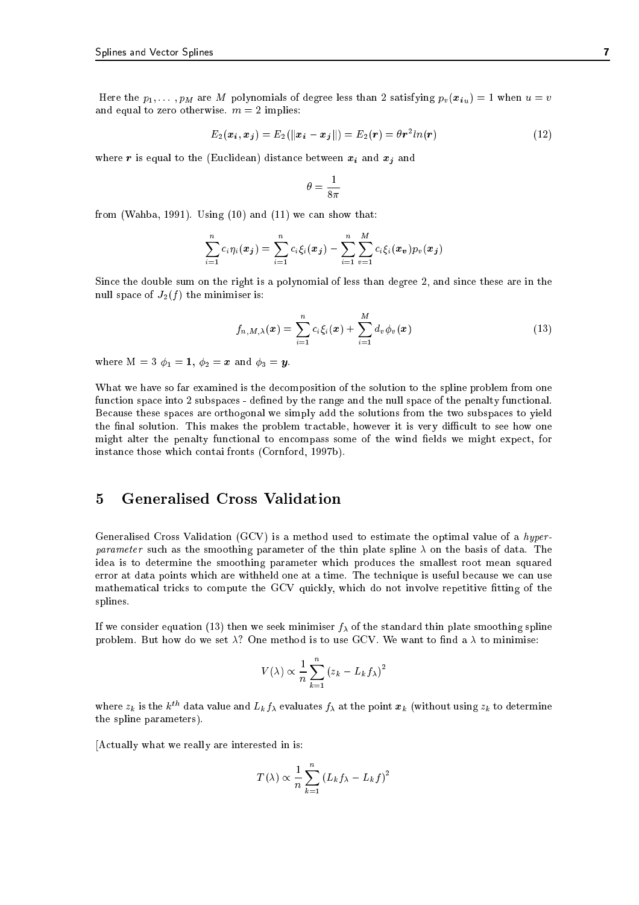Here the $p_1, \ldots, p_M$ are $M$ polynomials of degree less than 2 satisfying $p_v(\boldsymbol{x_{iu}}) = 1$ when $u = v$ and equal to zero otherwise. $m = 2$ implies:

$$E_2(\boldsymbol{x_i}, \boldsymbol{x_j}) = E_2(\|\boldsymbol{x_i} - \boldsymbol{x_j}\|) = E_2(\boldsymbol{r}) = \theta \boldsymbol{r}^2 ln(\boldsymbol{r}) \tag{12}$$

where $\boldsymbol{r}$ is equal to the (Euclidean) distance between $\boldsymbol{x_i}$ and $\boldsymbol{x_j}$ and

$$\theta = \frac{1}{8\pi}$$

from (Wahba, 1991). Using (10) and (11) we can show that:

$$\sum_{i=1}^{n} c_i \eta_i(\boldsymbol{x_j}) = \sum_{i=1}^{n} c_i \xi_i(\boldsymbol{x_j}) - \sum_{i=1}^{n} \sum_{v=1}^{M} c_i \xi_i(\boldsymbol{x_v}) p_v(\boldsymbol{x_j})$$

Since the double sum on the right is a polynomial of less than degree 2, and since these are in the null space of $J_2(f)$ the minimiser is:

$$f_{n,M,\lambda}(\boldsymbol{x}) = \sum_{i=1}^{n} c_i \xi_i(\boldsymbol{x}) + \sum_{i=1}^{M} d_v \phi_v(\boldsymbol{x}) \tag{13}$$

where M $= 3$ $\phi_1 = \mathbf{1}$, $\phi_2 = \boldsymbol{x}$ and $\phi_3 = \boldsymbol{y}$.

What we have so far examined is the decomposition of the solution to the spline problem from one function space into 2 subspaces - defined by the range and the null space of the penalty functional. Because these spaces are orthogonal we simply add the solutions from the two subspaces to yield the final solution. This makes the problem tractable, however it is very difficult to see how one might alter the penalty functional to encompass some of the wind fields we might expect, for instance those which contai fronts (Cornford, 1997b).

## 5 Generalised Cross Validation

Generalised Cross Validation (GCV) is a method used to estimate the optimal value of a *hyper-parameter* such as the smoothing parameter of the thin plate spline $\lambda$ on the basis of data. The idea is to determine the smoothing parameter which produces the smallest root mean squared error at data points which are withheld one at a time. The technique is useful because we can use mathematical tricks to compute the GCV quickly, which do not involve repetitive fitting of the splines.

If we consider equation (13) then we seek minimiser $f_\lambda$ of the standard thin plate smoothing spline problem. But how do we set $\lambda$? One method is to use GCV. We want to find a $\lambda$ to minimise:

$$V(\lambda) \propto \frac{1}{n} \sum_{k=1}^{n} (z_k - L_k f_\lambda)^2$$

where $z_k$ is the $k^{th}$ data value and $L_k f_\lambda$ evaluates $f_\lambda$ at the point $\boldsymbol{x}_k$ (without using $z_k$ to determine the spline parameters).

[Actually what we really are interested in is:

$$T(\lambda) \propto \frac{1}{n} \sum_{k=1}^{n} (L_k f_\lambda - L_k f)^2$$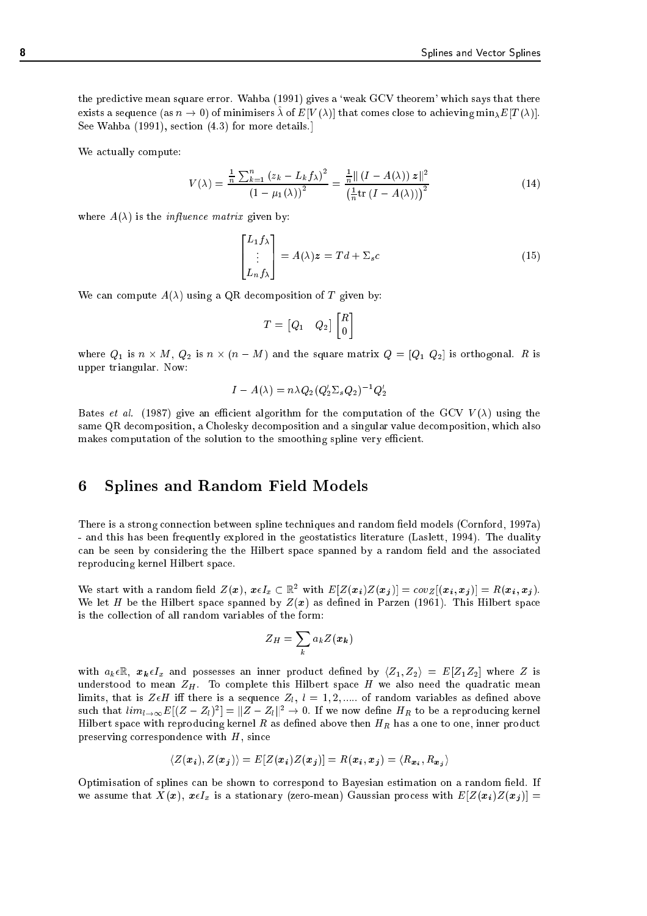the predictive mean square error. Wahba (1991) gives a 'weak GCV theorem' which says that there exists a sequence (as $n \to 0$) of minimisers $\hat{\lambda}$ of $E[V(\lambda)]$ that comes close to achieving $\min_\lambda E[T(\lambda)]$. See Wahba (1991), section (4.3) for more details.]

We actually compute:

$$V(\lambda) = \frac{\frac{1}{n}\sum_{k=1}^{n}(z_k - L_k f_\lambda)^2}{(1-\mu_1(\lambda))^2} = \frac{\frac{1}{n}\|(I - A(\lambda))\,\boldsymbol{z}\|^2}{\left(\frac{1}{n}\mathrm{tr}\,(I - A(\lambda))\right)^2} \tag{14}$$

where $A(\lambda)$ is the *influence matrix* given by:

$$\begin{bmatrix} L_1 f_\lambda \\ \vdots \\ L_n f_\lambda \end{bmatrix} = A(\lambda)\boldsymbol{z} = Td + \Sigma_s c \tag{15}$$

We can compute $A(\lambda)$ using a QR decomposition of $T$ given by:

$$T = \begin{bmatrix} Q_1 & Q_2 \end{bmatrix} \begin{bmatrix} R \\ 0 \end{bmatrix}$$

where $Q_1$ is $n \times M$, $Q_2$ is $n \times (n - M)$ and the square matrix $Q = [Q_1\ Q_2]$ is orthogonal. $R$ is upper triangular. Now:

$$I - A(\lambda) = n\lambda Q_2 (Q_2' \Sigma_s Q_2)^{-1} Q_2'$$

Bates *et al.* (1987) give an efficient algorithm for the computation of the GCV $V(\lambda)$ using the same QR decomposition, a Cholesky decomposition and a singular value decomposition, which also makes computation of the solution to the smoothing spline very efficient.

## 6 Splines and Random Field Models

There is a strong connection between spline techniques and random field models (Cornford, 1997a) - and this has been frequently explored in the geostatistics literature (Laslett, 1994). The duality can be seen by considering the the Hilbert space spanned by a random field and the associated reproducing kernel Hilbert space.

We start with a random field $Z(\boldsymbol{x})$, $\boldsymbol{x} \epsilon I_x \subset \mathbb{R}^2$ with $E[Z(\boldsymbol{x_i})Z(\boldsymbol{x_j})] = cov_Z[(\boldsymbol{x_i}, \boldsymbol{x_j})] = R(\boldsymbol{x_i}, \boldsymbol{x_j})$. We let $H$ be the Hilbert space spanned by $Z(\boldsymbol{x})$ as defined in Parzen (1961). This Hilbert space is the collection of all random variables of the form:

$$Z_H = \sum_k a_k Z(\boldsymbol{x_k})$$

with $a_k \epsilon \mathbb{R}$, $\boldsymbol{x_k} \epsilon I_x$ and possesses an inner product defined by $\langle Z_1, Z_2 \rangle = E[Z_1 Z_2]$ where $Z$ is understood to mean $Z_H$. To complete this Hilbert space $H$ we also need the quadratic mean limits, that is $Z \epsilon H$ iff there is a sequence $Z_l$, $l = 1, 2, .....$ of random variables as defined above such that $lim_{l\to\infty} E[(Z - Z_l)^2] = \|Z - Z_l\|^2 \to 0$. If we now define $H_R$ to be a reproducing kernel Hilbert space with reproducing kernel $R$ as defined above then $H_R$ has a one to one, inner product preserving correspondence with $H$, since

$$\langle Z(\boldsymbol{x}_i), Z(\boldsymbol{x_j}) \rangle = E[Z(\boldsymbol{x_i})Z(\boldsymbol{x_j})] = R(\boldsymbol{x_i}, \boldsymbol{x_j}) = \langle R_{\boldsymbol{x_i}}, R_{\boldsymbol{x_j}} \rangle$$

Optimisation of splines can be shown to correspond to Bayesian estimation on a random field. If we assume that $X(\boldsymbol{x})$, $\boldsymbol{x} \epsilon I_x$ is a stationary (zero-mean) Gaussian process with $E[Z(\boldsymbol{x_i})Z(\boldsymbol{x_j})] =$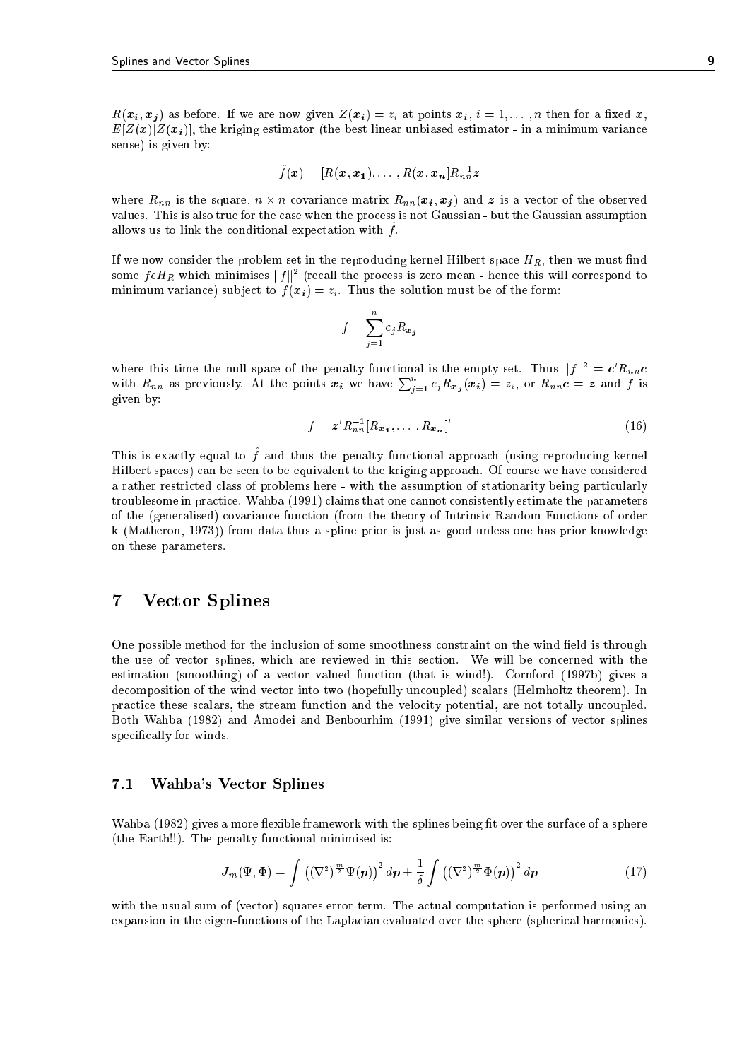$R(\boldsymbol{x_i}, \boldsymbol{x_j})$ as before. If we are now given $Z(\boldsymbol{x_i}) = z_i$ at points $\boldsymbol{x_i}$, $i = 1, \ldots, n$ then for a fixed $\boldsymbol{x}$, $E[Z(\boldsymbol{x})|Z(\boldsymbol{x_i})]$, the kriging estimator (the best linear unbiased estimator - in a minimum variance sense) is given by:

$$\hat{f}(\boldsymbol{x}) = [R(\boldsymbol{x}, \boldsymbol{x_1}), \ldots, R(\boldsymbol{x}, \boldsymbol{x_n}]R_{nn}^{-1}\boldsymbol{z}$$

where $R_{nn}$ is the square, $n \times n$ covariance matrix $R_{nn}(\boldsymbol{x_i}, \boldsymbol{x_j})$ and $\boldsymbol{z}$ is a vector of the observed values. This is also true for the case when the process is not Gaussian - but the Gaussian assumption allows us to link the conditional expectation with $\hat{f}$.

If we now consider the problem set in the reproducing kernel Hilbert space $H_R$, then we must find some $f \epsilon H_R$ which minimises $\|f\|^2$ (recall the process is zero mean - hence this will correspond to minimum variance) subject to $f(\boldsymbol{x_i}) = z_i$. Thus the solution must be of the form:

$$f = \sum_{j=1}^{n} c_j R_{\boldsymbol{x_j}}$$

where this time the null space of the penalty functional is the empty set. Thus $\|f\|^2 = \boldsymbol{c}' R_{nn} \boldsymbol{c}$ with $R_{nn}$ as previously. At the points $\boldsymbol{x_i}$ we have $\sum_{j=1}^{n} c_j R_{\boldsymbol{x_j}}(\boldsymbol{x_i}) = z_i$, or $R_{nn}\boldsymbol{c} = \boldsymbol{z}$ and $f$ is given by:

$$f = \boldsymbol{z}' R_{nn}^{-1} [R_{\boldsymbol{x_1}}, \ldots, R_{\boldsymbol{x_n}}]' \tag{16}$$

This is exactly equal to $\hat{f}$ and thus the penalty functional approach (using reproducing kernel Hilbert spaces) can be seen to be equivalent to the kriging approach. Of course we have considered a rather restricted class of problems here - with the assumption of stationarity being particularly troublesome in practice. Wahba (1991) claims that one cannot consistently estimate the parameters of the (generalised) covariance function (from the theory of Intrinsic Random Functions of order k (Matheron, 1973)) from data thus a spline prior is just as good unless one has prior knowledge on these parameters.

# 7 Vector Splines

One possible method for the inclusion of some smoothness constraint on the wind field is through the use of vector splines, which are reviewed in this section. We will be concerned with the estimation (smoothing) of a vector valued function (that is wind!). Cornford (1997b) gives a decomposition of the wind vector into two (hopefully uncoupled) scalars (Helmholtz theorem). In practice these scalars, the stream function and the velocity potential, are not totally uncoupled. Both Wahba (1982) and Amodei and Benbourhim (1991) give similar versions of vector splines specifically for winds.

## 7.1 Wahba's Vector Splines

Wahba (1982) gives a more flexible framework with the splines being fit over the surface of a sphere (the Earth!!). The penalty functional minimised is:

$$J_m(\Psi, \Phi) = \int \left((\nabla^2)^{\frac{m}{2}} \Psi(\boldsymbol{p})\right)^2 d\boldsymbol{p} + \frac{1}{\delta} \int \left((\nabla^2)^{\frac{m}{2}} \Phi(\boldsymbol{p})\right)^2 d\boldsymbol{p} \tag{17}$$

with the usual sum of (vector) squares error term. The actual computation is performed using an expansion in the eigen-functions of the Laplacian evaluated over the sphere (spherical harmonics).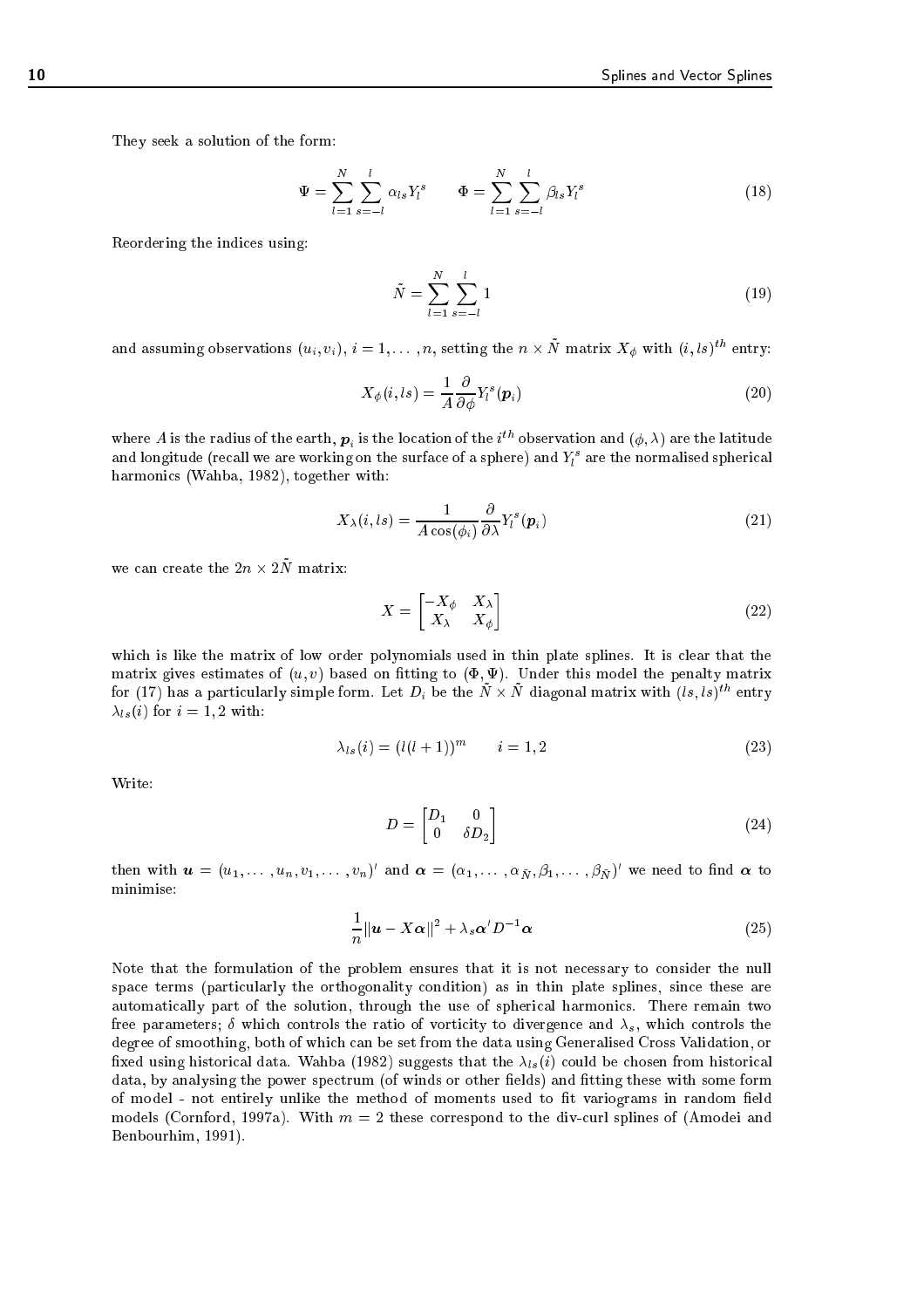They seek a solution of the form:

$$\Psi = \sum_{l=1}^{N} \sum_{s=-l}^{l} \alpha_{ls} Y_l^s \qquad \Phi = \sum_{l=1}^{N} \sum_{s=-l}^{l} \beta_{ls} Y_l^s \tag{18}$$

Reordering the indices using:

$$\tilde{N} = \sum_{l=1}^{N} \sum_{s=-l}^{l} 1 \tag{19}$$

and assuming observations $(u_i, v_i)$, $i = 1, \ldots, n$, setting the $n \times \tilde{N}$ matrix $X_\phi$ with $(i, ls)^{th}$ entry:

$$X_\phi(i, ls) = \frac{1}{A} \frac{\partial}{\partial \phi} Y_l^s(\boldsymbol{p}_i) \tag{20}$$

where $A$ is the radius of the earth, $\boldsymbol{p}_i$ is the location of the $i^{th}$ observation and $(\phi, \lambda)$ are the latitude and longitude (recall we are working on the surface of a sphere) and $Y_l^s$ are the normalised spherical harmonics (Wahba, 1982), together with:

$$X_\lambda(i, ls) = \frac{1}{A \cos(\phi_i)} \frac{\partial}{\partial \lambda} Y_l^s(\boldsymbol{p}_i) \tag{21}$$

we can create the $2n \times 2\tilde{N}$ matrix:

$$X = \begin{bmatrix} -X_\phi & X_\lambda \\ X_\lambda & X_\phi \end{bmatrix} \tag{22}$$

which is like the matrix of low order polynomials used in thin plate splines. It is clear that the matrix gives estimates of $(u, v)$ based on fitting to $(\Phi, \Psi)$. Under this model the penalty matrix for (17) has a particularly simple form. Let $D_i$ be the $\tilde{N} \times \tilde{N}$ diagonal matrix with $(ls, ls)^{th}$ entry $\lambda_{ls}(i)$ for $i = 1, 2$ with:

$$\lambda_{ls}(i) = (l(l+1))^m \qquad i = 1, 2 \tag{23}$$

Write:

$$D = \begin{bmatrix} D_1 & 0 \\ 0 & \delta D_2 \end{bmatrix} \tag{24}$$

then with $\boldsymbol{u} = (u_1, \ldots, u_n, v_1, \ldots, v_n)'$ and $\boldsymbol{\alpha} = (\alpha_1, \ldots, \alpha_{\tilde{N}}, \beta_1, \ldots, \beta_{\tilde{N}})'$ we need to find $\boldsymbol{\alpha}$ to minimise:

$$\frac{1}{n} \|\boldsymbol{u} - X\boldsymbol{\alpha}\|^2 + \lambda_s \boldsymbol{\alpha}' D^{-1} \boldsymbol{\alpha} \tag{25}$$

Note that the formulation of the problem ensures that it is not necessary to consider the null space terms (particularly the orthogonality condition) as in thin plate splines, since these are automatically part of the solution, through the use of spherical harmonics. There remain two free parameters; $\delta$ which controls the ratio of vorticity to divergence and $\lambda_s$, which controls the degree of smoothing, both of which can be set from the data using Generalised Cross Validation, or fixed using historical data. Wahba (1982) suggests that the $\lambda_{ls}(i)$ could be chosen from historical data, by analysing the power spectrum (of winds or other fields) and fitting these with some form of model - not entirely unlike the method of moments used to fit variograms in random field models (Cornford, 1997a). With $m = 2$ these correspond to the div-curl splines of (Amodei and Benbourhim, 1991).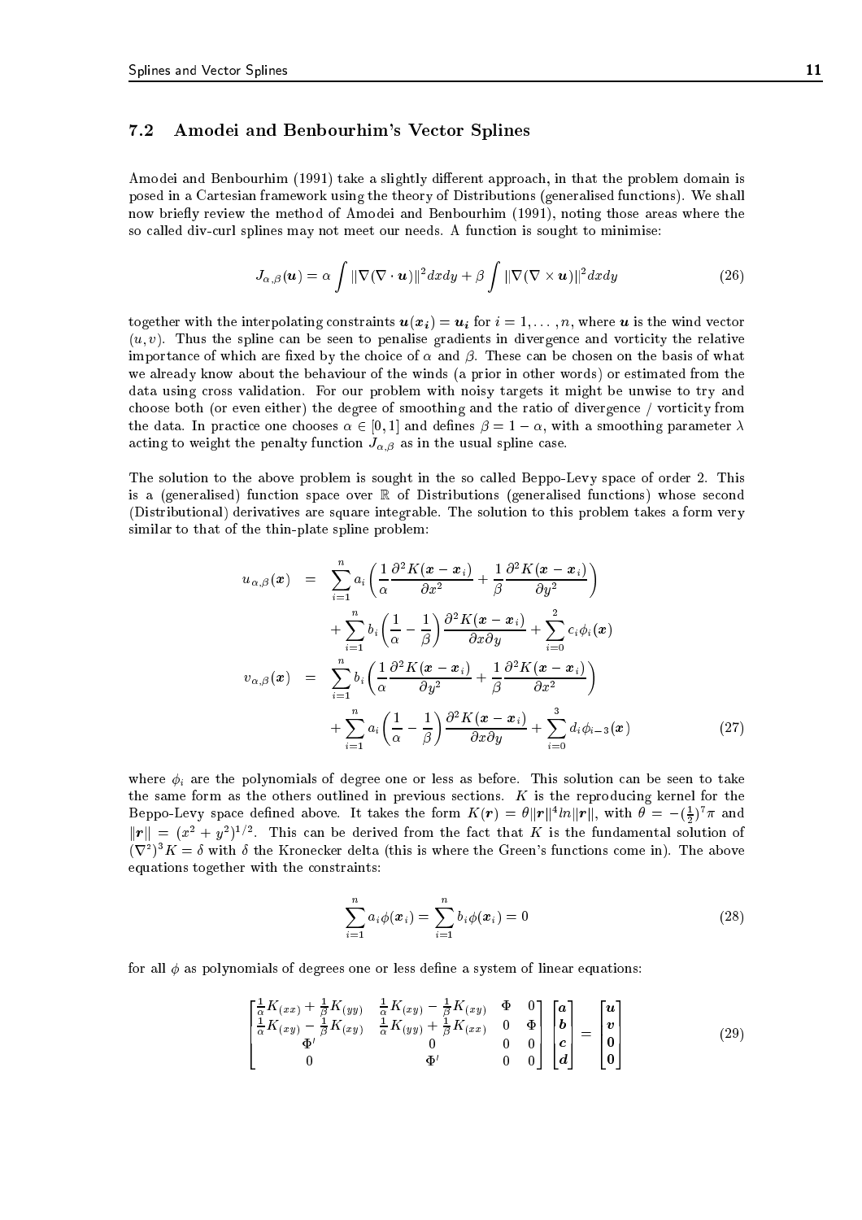## 7.2 Amodei and Benbourhim's Vector Splines

Amodei and Benbourhim (1991) take a slightly different approach, in that the problem domain is posed in a Cartesian framework using the theory of Distributions (generalised functions). We shall now briefly review the method of Amodei and Benbourhim (1991), noting those areas where the so called div-curl splines may not meet our needs. A function is sought to minimise:

$$J_{\alpha,\beta}(\boldsymbol{u}) = \alpha \int \|\nabla(\nabla \cdot \boldsymbol{u})\|^2 dxdy + \beta \int \|\nabla(\nabla \times \boldsymbol{u})\|^2 dxdy \tag{26}$$

together with the interpolating constraints $\boldsymbol{u}(\boldsymbol{x_i}) = \boldsymbol{u_i}$ for $i = 1, \ldots, n$, where $\boldsymbol{u}$ is the wind vector $(u, v)$. Thus the spline can be seen to penalise gradients in divergence and vorticity the relative importance of which are fixed by the choice of $\alpha$ and $\beta$. These can be chosen on the basis of what we already know about the behaviour of the winds (a prior in other words) or estimated from the data using cross validation. For our problem with noisy targets it might be unwise to try and choose both (or even either) the degree of smoothing and the ratio of divergence / vorticity from the data. In practice one chooses $\alpha \in [0, 1]$ and defines $\beta = 1 - \alpha$, with a smoothing parameter $\lambda$ acting to weight the penalty function $J_{\alpha,\beta}$ as in the usual spline case.

The solution to the above problem is sought in the so called Beppo-Levy space of order 2. This is a (generalised) function space over $\mathbb{R}$ of Distributions (generalised functions) whose second (Distributional) derivatives are square integrable. The solution to this problem takes a form very similar to that of the thin-plate spline problem:

$$\begin{aligned}
u_{\alpha,\beta}(\boldsymbol{x}) &= \sum_{i=1}^{n} a_i \left( \frac{1}{\alpha} \frac{\partial^2 K(\boldsymbol{x} - \boldsymbol{x}_i)}{\partial x^2} + \frac{1}{\beta} \frac{\partial^2 K(\boldsymbol{x} - \boldsymbol{x}_i)}{\partial y^2} \right) \\
&\quad + \sum_{i=1}^{n} b_i \left( \frac{1}{\alpha} - \frac{1}{\beta} \right) \frac{\partial^2 K(\boldsymbol{x} - \boldsymbol{x}_i)}{\partial x \partial y} + \sum_{i=0}^{2} c_i \phi_i(\boldsymbol{x}) \\
v_{\alpha,\beta}(\boldsymbol{x}) &= \sum_{i=1}^{n} b_i \left( \frac{1}{\alpha} \frac{\partial^2 K(\boldsymbol{x} - \boldsymbol{x}_i)}{\partial y^2} + \frac{1}{\beta} \frac{\partial^2 K(\boldsymbol{x} - \boldsymbol{x}_i)}{\partial x^2} \right) \\
&\quad + \sum_{i=1}^{n} a_i \left( \frac{1}{\alpha} - \frac{1}{\beta} \right) \frac{\partial^2 K(\boldsymbol{x} - \boldsymbol{x}_i)}{\partial x \partial y} + \sum_{i=0}^{3} d_i \phi_{i-3}(\boldsymbol{x})
\end{aligned} \tag{27}$$

where $\phi_i$ are the polynomials of degree one or less as before. This solution can be seen to take the same form as the others outlined in previous sections. $K$ is the reproducing kernel for the Beppo-Levy space defined above. It takes the form $K(\boldsymbol{r}) = \theta \|\boldsymbol{r}\|^4 ln \|\boldsymbol{r}\|$, with $\theta = -(\frac{1}{2})^7 \pi$ and $\|\boldsymbol{r}\| = (x^2 + y^2)^{1/2}$. This can be derived from the fact that $K$ is the fundamental solution of $(\nabla^2)^3 K = \delta$ with $\delta$ the Kronecker delta (this is where the Green's functions come in). The above equations together with the constraints:

$$\sum_{i=1}^{n} a_i \phi(\boldsymbol{x}_i) = \sum_{i=1}^{n} b_i \phi(\boldsymbol{x}_i) = 0 \tag{28}$$

for all $\phi$ as polynomials of degrees one or less define a system of linear equations:

$$\begin{bmatrix}
\frac{1}{\alpha} K_{(xx)} + \frac{1}{\beta} K_{(yy)} & \frac{1}{\alpha} K_{(xy)} - \frac{1}{\beta} K_{(xy)} & \Phi & 0 \\
\frac{1}{\alpha} K_{(xy)} - \frac{1}{\beta} K_{(xy)} & \frac{1}{\alpha} K_{(yy)} + \frac{1}{\beta} K_{(xx)} & 0 & \Phi \\
\Phi' & 0 & 0 & 0 \\
0 & \Phi' & 0 & 0
\end{bmatrix}
\begin{bmatrix} \boldsymbol{a} \\ \boldsymbol{b} \\ \boldsymbol{c} \\ \boldsymbol{d} \end{bmatrix}
=
\begin{bmatrix} \boldsymbol{u} \\ \boldsymbol{v} \\ \boldsymbol{0} \\ \boldsymbol{0} \end{bmatrix} \tag{29}$$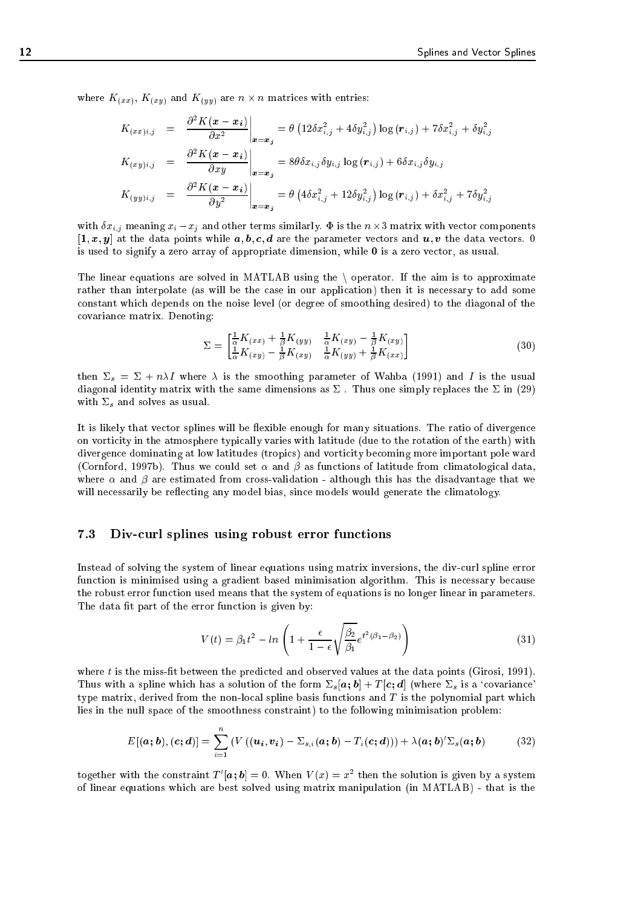where $K_{(xx)}$, $K_{(xy)}$ and $K_{(yy)}$ are $n \times n$ matrices with entries:

$$
\begin{aligned}
K_{(xx)i,j} &= \left.\frac{\partial^2 K(\boldsymbol{x}-\boldsymbol{x_i})}{\partial x^2}\right|_{\boldsymbol{x}=\boldsymbol{x_j}} = \theta\left(12\delta x_{i,j}^2 + 4\delta y_{i,j}^2\right)\log\left(\boldsymbol{r}_{i,j}\right) + 7\delta x_{i,j}^2 + \delta y_{i,j}^2 \\
K_{(xy)i,j} &= \left.\frac{\partial^2 K(\boldsymbol{x}-\boldsymbol{x_i})}{\partial xy}\right|_{\boldsymbol{x}=\boldsymbol{x_j}} = 8\theta\delta x_{i,j}\delta y_{i,j}\log\left(\boldsymbol{r}_{i,j}\right) + 6\delta x_{i,j}\delta y_{i,j} \\
K_{(yy)i,j} &= \left.\frac{\partial^2 K(\boldsymbol{x}-\boldsymbol{x_i})}{\partial y^2}\right|_{\boldsymbol{x}=\boldsymbol{x_j}} = \theta\left(4\delta x_{i,j}^2 + 12\delta y_{i,j}^2\right)\log\left(\boldsymbol{r}_{i,j}\right) + \delta x_{i,j}^2 + 7\delta y_{i,j}^2
\end{aligned}
$$

with $\delta x_{i,j}$ meaning $x_i - x_j$ and other terms similarly. $\Phi$ is the $n \times 3$ matrix with vector components $[\boldsymbol{1}, \boldsymbol{x}, \boldsymbol{y}]$ at the data points while $\boldsymbol{a}, \boldsymbol{b}, \boldsymbol{c}, \boldsymbol{d}$ are the parameter vectors and $\boldsymbol{u}, \boldsymbol{v}$ the data vectors. 0 is used to signify a zero array of appropriate dimension, while $\boldsymbol{0}$ is a zero vector, as usual.

The linear equations are solved in MATLAB using the \ operator. If the aim is to approximate rather than interpolate (as will be the case in our application) then it is necessary to add some constant which depends on the noise level (or degree of smoothing desired) to the diagonal of the covariance matrix. Denoting:

$$
\Sigma = \begin{bmatrix} \frac{1}{\alpha}K_{(xx)} + \frac{1}{\beta}K_{(yy)} & \frac{1}{\alpha}K_{(xy)} - \frac{1}{\beta}K_{(xy)} \\ \frac{1}{\alpha}K_{(xy)} - \frac{1}{\beta}K_{(xy)} & \frac{1}{\alpha}K_{(yy)} + \frac{1}{\beta}K_{(xx)} \end{bmatrix} \tag{30}
$$

then $\Sigma_s = \Sigma + n\lambda I$ where $\lambda$ is the smoothing parameter of Wahba (1991) and $I$ is the usual diagonal identity matrix with the same dimensions as $\Sigma$ . Thus one simply replaces the $\Sigma$ in (29) with $\Sigma_s$ and solves as usual.

It is likely that vector splines will be flexible enough for many situations. The ratio of divergence on vorticity in the atmosphere typically varies with latitude (due to the rotation of the earth) with divergence dominating at low latitudes (tropics) and vorticity becoming more important pole ward (Cornford, 1997b). Thus we could set $\alpha$ and $\beta$ as functions of latitude from climatological data, where $\alpha$ and $\beta$ are estimated from cross-validation - although this has the disadvantage that we will necessarily be reflecting any model bias, since models would generate the climatology.

## 7.3 Div-curl splines using robust error functions

Instead of solving the system of linear equations using matrix inversions, the div-curl spline error function is minimised using a gradient based minimisation algorithm. This is necessary because the robust error function used means that the system of equations is no longer linear in parameters. The data fit part of the error function is given by:

$$
V(t) = \beta_1 t^2 - ln\left(1 + \frac{\epsilon}{1-\epsilon}\sqrt{\frac{\beta_2}{\beta_1}}\epsilon^{t^2(\beta_1 - \beta_2)}\right) \tag{31}
$$

where $t$ is the miss-fit between the predicted and observed values at the data points (Girosi, 1991). Thus with a spline which has a solution of the form $\Sigma_s[\boldsymbol{a};\boldsymbol{b}] + T[\boldsymbol{c};\boldsymbol{d}]$ (where $\Sigma_s$ is a 'covariance' type matrix, derived from the non-local spline basis functions and $T$ is the polynomial part which lies in the null space of the smoothness constraint) to the following minimisation problem:

$$
E[(\boldsymbol{a};\boldsymbol{b}),(\boldsymbol{c};\boldsymbol{d})] = \sum_{i=1}^{n}\left(V\left((\boldsymbol{u_i},\boldsymbol{v_i}) - \Sigma_{s,i}(\boldsymbol{a};\boldsymbol{b}) - T_i(\boldsymbol{c};\boldsymbol{d})\right)\right) + \lambda(\boldsymbol{a};\boldsymbol{b})'\Sigma_s(\boldsymbol{a};\boldsymbol{b}) \tag{32}
$$

together with the constraint $T'[\boldsymbol{a};\boldsymbol{b}] = 0$. When $V(x) = x^2$ then the solution is given by a system of linear equations which are best solved using matrix manipulation (in MATLAB) - that is the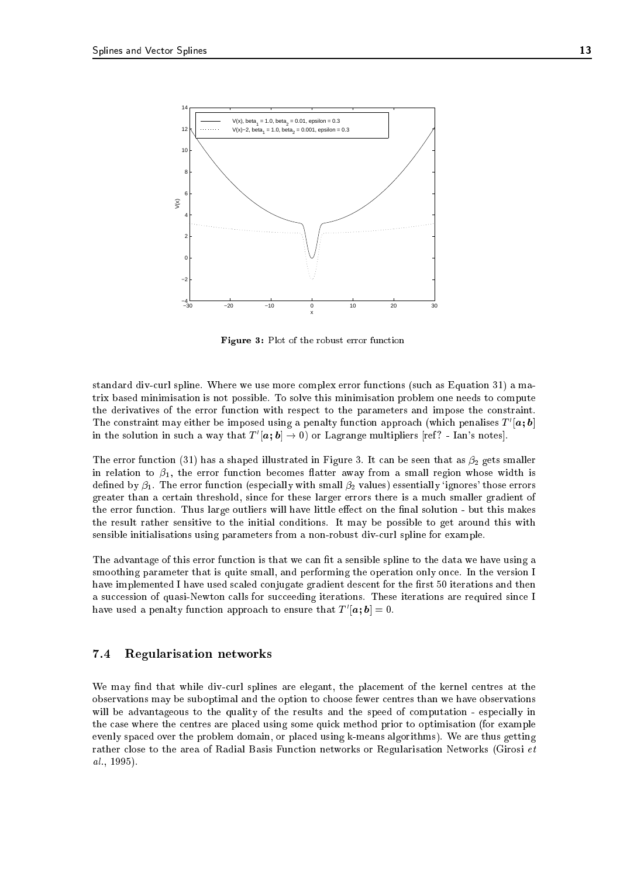**Figure 3:** Plot of the robust error function

standard div-curl spline. Where we use more complex error functions (such as Equation 31) a matrix based minimisation is not possible. To solve this minimisation problem one needs to compute the derivatives of the error function with respect to the parameters and impose the constraint. The constraint may either be imposed using a penalty function approach (which penalises $T'[\boldsymbol{a};\boldsymbol{b}]$ in the solution in such a way that $T'[\boldsymbol{a};\boldsymbol{b}] \to 0$) or Lagrange multipliers [ref? - Ian's notes].

The error function (31) has a shaped illustrated in Figure 3. It can be seen that as $\beta_2$ gets smaller in relation to $\beta_1$, the error function becomes flatter away from a small region whose width is defined by $\beta_1$. The error function (especially with small $\beta_2$ values) essentially 'ignores' those errors greater than a certain threshold, since for these larger errors there is a much smaller gradient of the error function. Thus large outliers will have little effect on the final solution - but this makes the result rather sensitive to the initial conditions. It may be possible to get around this with sensible initialisations using parameters from a non-robust div-curl spline for example.

The advantage of this error function is that we can fit a sensible spline to the data we have using a smoothing parameter that is quite small, and performing the operation only once. In the version I have implemented I have used scaled conjugate gradient descent for the first 50 iterations and then a succession of quasi-Newton calls for succeeding iterations. These iterations are required since I have used a penalty function approach to ensure that $T'[\boldsymbol{a};\boldsymbol{b}] = 0$.

## 7.4 Regularisation networks

We may find that while div-curl splines are elegant, the placement of the kernel centres at the observations may be suboptimal and the option to choose fewer centres than we have observations will be advantageous to the quality of the results and the speed of computation - especially in the case where the centres are placed using some quick method prior to optimisation (for example evenly spaced over the problem domain, or placed using k-means algorithms). We are thus getting rather close to the area of Radial Basis Function networks or Regularisation Networks (Girosi *et al.*, 1995).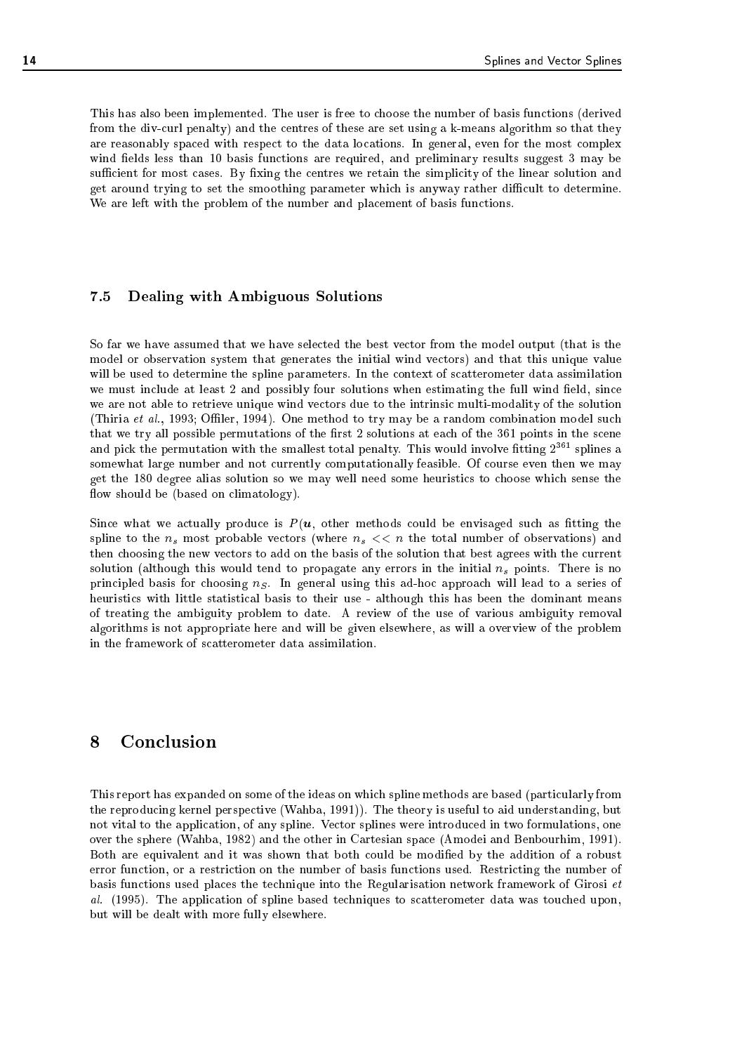This has also been implemented. The user is free to choose the number of basis functions (derived from the div-curl penalty) and the centres of these are set using a k-means algorithm so that they are reasonably spaced with respect to the data locations. In general, even for the most complex wind fields less than 10 basis functions are required, and preliminary results suggest 3 may be sufficient for most cases. By fixing the centres we retain the simplicity of the linear solution and get around trying to set the smoothing parameter which is anyway rather difficult to determine. We are left with the problem of the number and placement of basis functions.

### 7.5 Dealing with Ambiguous Solutions

So far we have assumed that we have selected the best vector from the model output (that is the model or observation system that generates the initial wind vectors) and that this unique value will be used to determine the spline parameters. In the context of scatterometer data assimilation we must include at least 2 and possibly four solutions when estimating the full wind field, since we are not able to retrieve unique wind vectors due to the intrinsic multi-modality of the solution (Thiria *et al.*, 1993; Offiler, 1994). One method to try may be a random combination model such that we try all possible permutations of the first 2 solutions at each of the 361 points in the scene and pick the permutation with the smallest total penalty. This would involve fitting $2^{361}$ splines a somewhat large number and not currently computationally feasible. Of course even then we may get the 180 degree alias solution so we may well need some heuristics to choose which sense the flow should be (based on climatology).

Since what we actually produce is $P(\boldsymbol{u}$, other methods could be envisaged such as fitting the spline to the $n_s$ most probable vectors (where $n_s << n$ the total number of observations) and then choosing the new vectors to add on the basis of the solution that best agrees with the current solution (although this would tend to propagate any errors in the initial $n_s$ points. There is no principled basis for choosing $n_S$. In general using this ad-hoc approach will lead to a series of heuristics with little statistical basis to their use - although this has been the dominant means of treating the ambiguity problem to date. A review of the use of various ambiguity removal algorithms is not appropriate here and will be given elsewhere, as will a overview of the problem in the framework of scatterometer data assimilation.

## 8 Conclusion

This report has expanded on some of the ideas on which spline methods are based (particularly from the reproducing kernel perspective (Wahba, 1991)). The theory is useful to aid understanding, but not vital to the application, of any spline. Vector splines were introduced in two formulations, one over the sphere (Wahba, 1982) and the other in Cartesian space (Amodei and Benbourhim, 1991). Both are equivalent and it was shown that both could be modified by the addition of a robust error function, or a restriction on the number of basis functions used. Restricting the number of basis functions used places the technique into the Regularisation network framework of Girosi *et al.* (1995). The application of spline based techniques to scatterometer data was touched upon, but will be dealt with more fully elsewhere.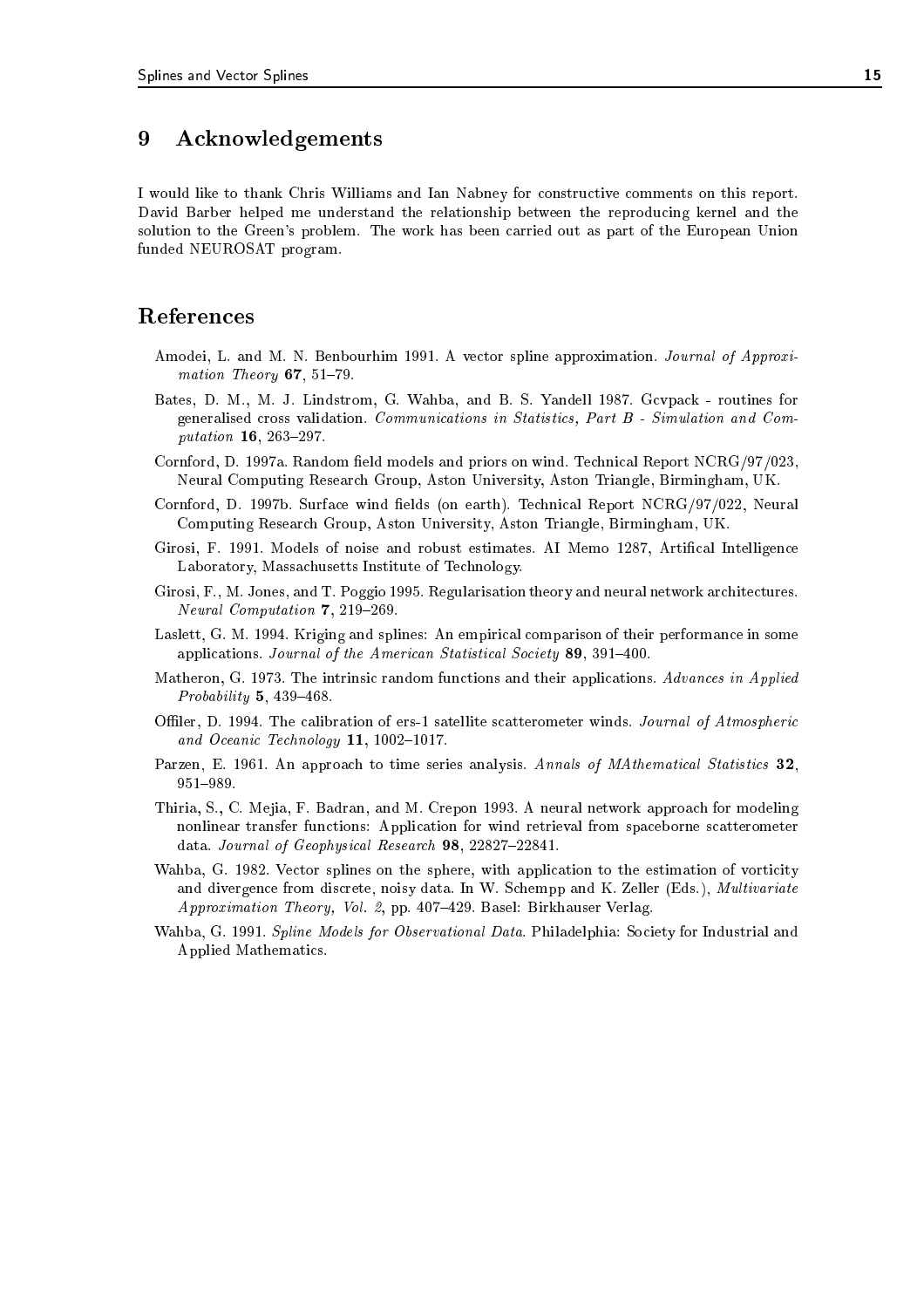## 9 Acknowledgements

I would like to thank Chris Williams and Ian Nabney for constructive comments on this report. David Barber helped me understand the relationship between the reproducing kernel and the solution to the Green's problem. The work has been carried out as part of the European Union funded NEUROSAT program.

## References

Amodei, L. and M. N. Benbourhim 1991. A vector spline approximation. *Journal of Approximation Theory* **67**, 51–79.

Bates, D. M., M. J. Lindstrom, G. Wahba, and B. S. Yandell 1987. Gcvpack - routines for generalised cross validation. *Communications in Statistics, Part B - Simulation and Computation* **16**, 263–297.

Cornford, D. 1997a. Random field models and priors on wind. Technical Report NCRG/97/023, Neural Computing Research Group, Aston University, Aston Triangle, Birmingham, UK.

Cornford, D. 1997b. Surface wind fields (on earth). Technical Report NCRG/97/022, Neural Computing Research Group, Aston University, Aston Triangle, Birmingham, UK.

Girosi, F. 1991. Models of noise and robust estimates. AI Memo 1287, Artifical Intelligence Laboratory, Massachusetts Institute of Technology.

Girosi, F., M. Jones, and T. Poggio 1995. Regularisation theory and neural network architectures. *Neural Computation* **7**, 219–269.

Laslett, G. M. 1994. Kriging and splines: An empirical comparison of their performance in some applications. *Journal of the American Statistical Society* **89**, 391–400.

Matheron, G. 1973. The intrinsic random functions and their applications. *Advances in Applied Probability* **5**, 439–468.

Offiler, D. 1994. The calibration of ers-1 satellite scatterometer winds. *Journal of Atmospheric and Oceanic Technology* **11**, 1002–1017.

Parzen, E. 1961. An approach to time series analysis. *Annals of MAthematical Statistics* **32**, 951–989.

Thiria, S., C. Mejia, F. Badran, and M. Crepon 1993. A neural network approach for modeling nonlinear transfer functions: Application for wind retrieval from spaceborne scatterometer data. *Journal of Geophysical Research* **98**, 22827–22841.

Wahba, G. 1982. Vector splines on the sphere, with application to the estimation of vorticity and divergence from discrete, noisy data. In W. Schempp and K. Zeller (Eds.), *Multivariate Approximation Theory, Vol. 2*, pp. 407–429. Basel: Birkhauser Verlag.

Wahba, G. 1991. *Spline Models for Observational Data*. Philadelphia: Society for Industrial and Applied Mathematics.